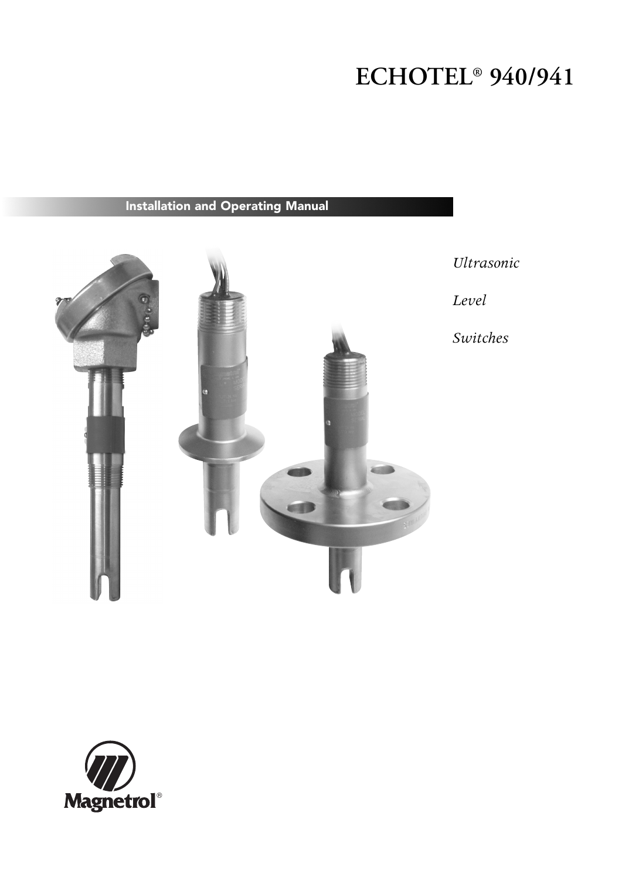# ECHOTEL® 940/941

**Installation and Operating Manual**

*Ultrasonic*

*Level*

*Switches*

Magnetrol®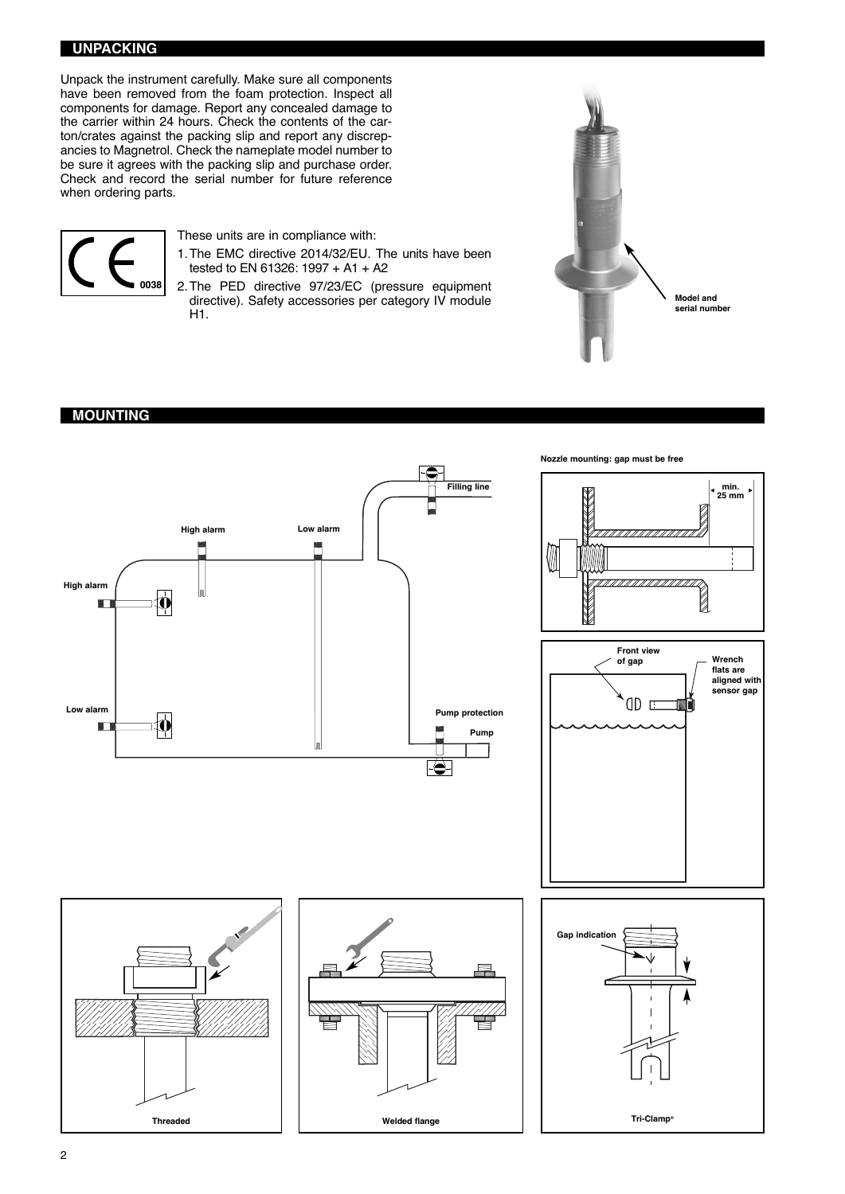## UNPACKING

Unpack the instrument carefully. Make sure all components have been removed from the foam protection. Inspect all components for damage. Report any concealed damage to the carrier within 24 hours. Check the contents of the carton/crates against the packing slip and report any discrepancies to Magnetrol. Check the nameplate model number to be sure it agrees with the packing slip and purchase order. Check and record the serial number for future reference when ordering parts.

CE 0038

These units are in compliance with:

1. The EMC directive 2014/32/EU. The units have been tested to EN 61326: 1997 + A1 + A2
2. The PED directive 97/23/EC (pressure equipment directive). Safety accessories per category IV module H1.

Model and serial number

## MOUNTING

Filling line

High alarm

Low alarm

High alarm

Low alarm

Pump protection

Pump

Nozzle mounting: gap must be free

min. 25 mm

Front view of gap

Wrench flats are aligned with sensor gap

Threaded

Welded flange

Gap indication

Tri-Clamp®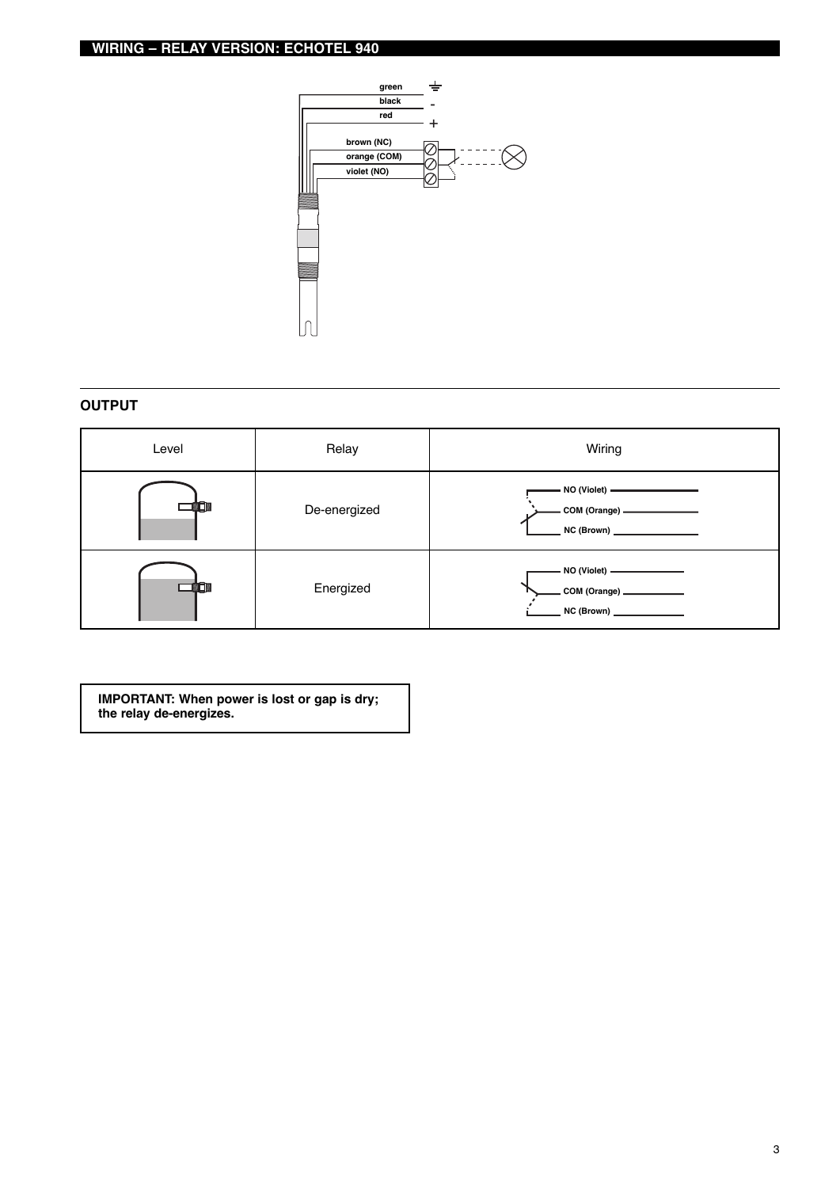## WIRING – RELAY VERSION: ECHOTEL 940

green
black
red
brown (NC)
orange (COM)
violet (NO)

## OUTPUT

| Level | Relay | Wiring |
|---|---|---|
| | De-energized | NO (Violet) COM (Orange) NC (Brown) |
| | Energized | NO (Violet) COM (Orange) NC (Brown) |

**IMPORTANT: When power is lost or gap is dry; the relay de-energizes.**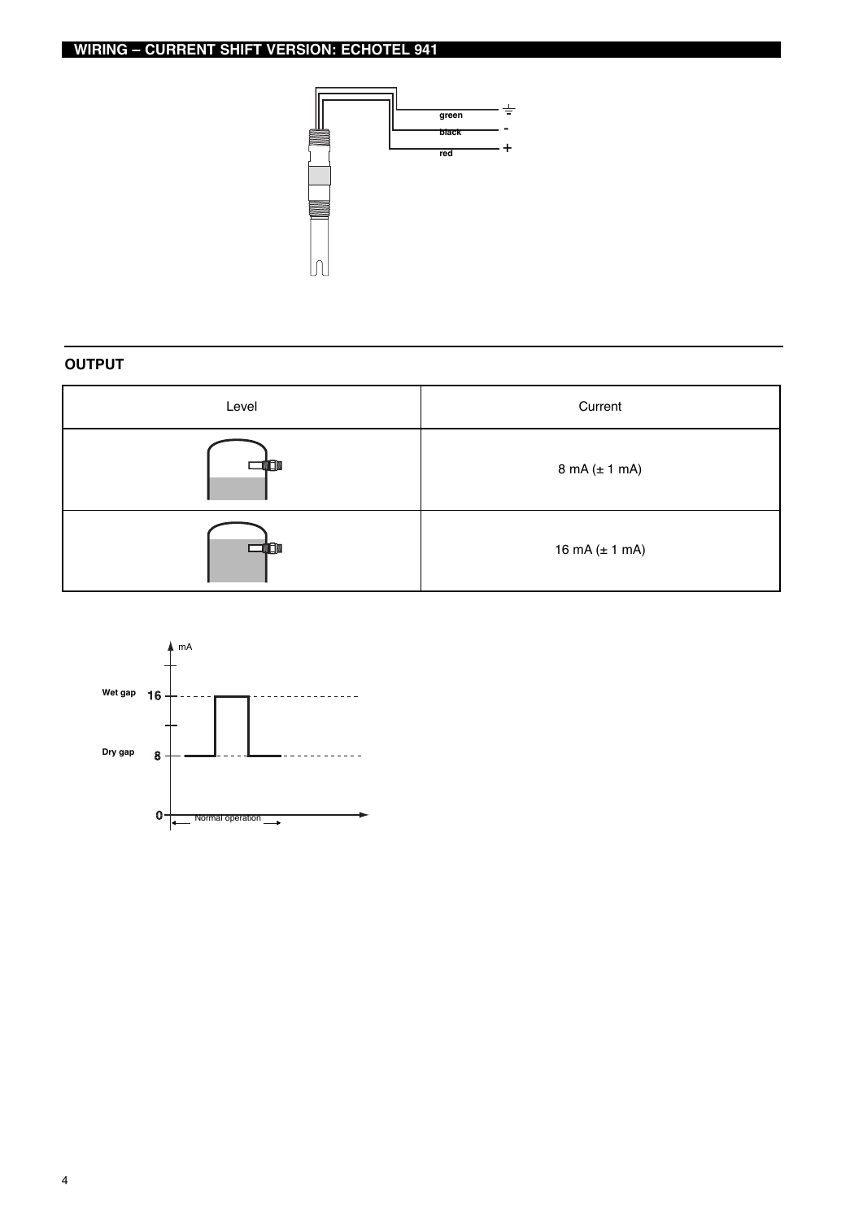## WIRING – CURRENT SHIFT VERSION: ECHOTEL 941

green
black
red

## OUTPUT

| Level | Current |
|---|---|
| | 8 mA (± 1 mA) |
| | 16 mA (± 1 mA) |

mA

Wet gap 16

Dry gap 8

0

Normal operation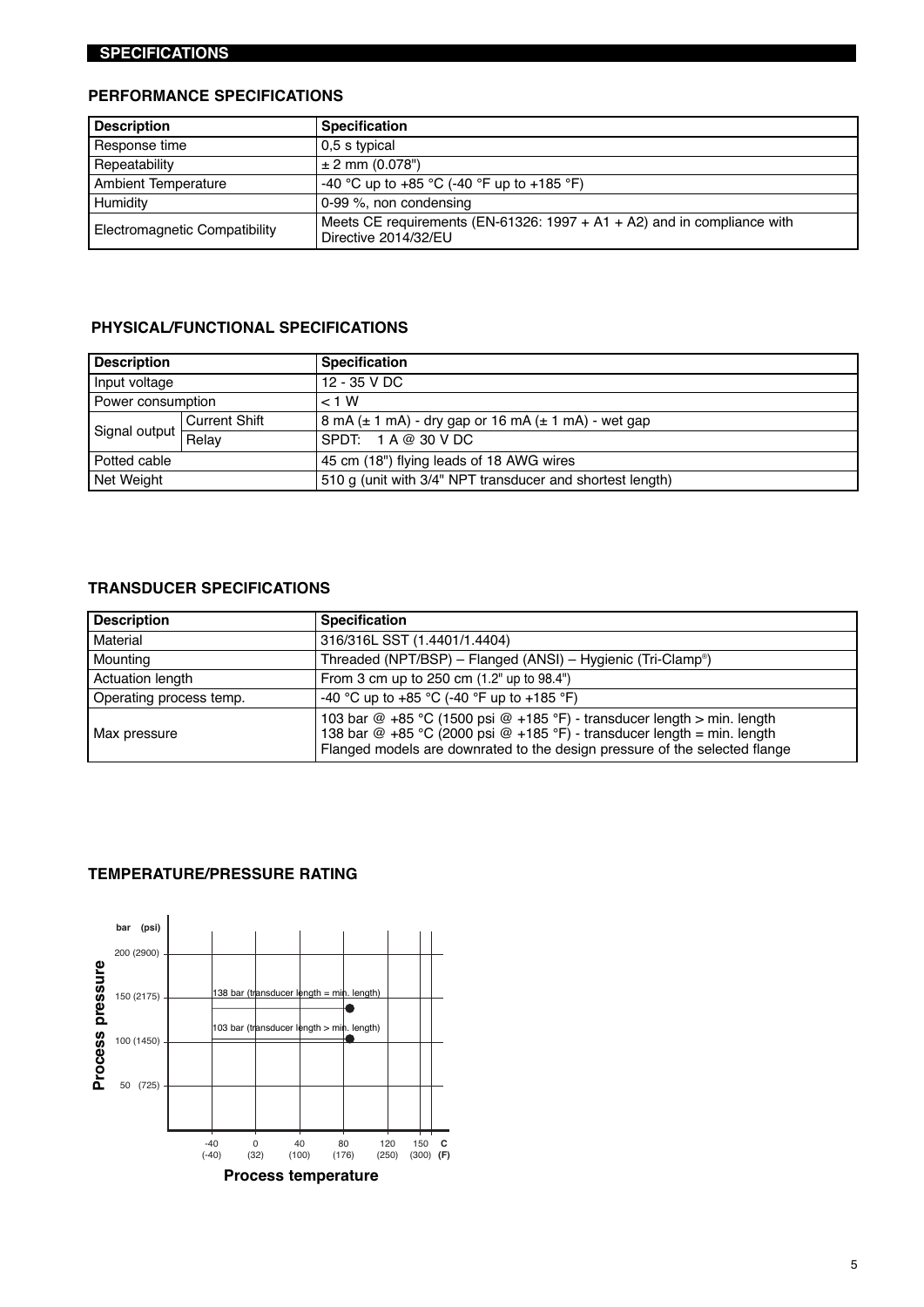## SPECIFICATIONS

### PERFORMANCE SPECIFICATIONS

| Description | Specification |
|---|---|
| Response time | 0,5 s typical |
| Repeatability | ± 2 mm (0.078") |
| Ambient Temperature | -40 °C up to +85 °C (-40 °F up to +185 °F) |
| Humidity | 0-99 %, non condensing |
| Electromagnetic Compatibility | Meets CE requirements (EN-61326: 1997 + A1 + A2) and in compliance with Directive 2014/32/EU |

### PHYSICAL/FUNCTIONAL SPECIFICATIONS

| Description | | Specification |
|---|---|---|
| Input voltage | | 12 - 35 V DC |
| Power consumption | | < 1 W |
| Signal output | Current Shift | 8 mA (± 1 mA) - dry gap or 16 mA (± 1 mA) - wet gap |
| | Relay | SPDT: 1 A @ 30 V DC |
| Potted cable | | 45 cm (18") flying leads of 18 AWG wires |
| Net Weight | | 510 g (unit with 3/4" NPT transducer and shortest length) |

### TRANSDUCER SPECIFICATIONS

| Description | Specification |
|---|---|
| Material | 316/316L SST (1.4401/1.4404) |
| Mounting | Threaded (NPT/BSP) – Flanged (ANSI) – Hygienic (Tri-Clamp®) |
| Actuation length | From 3 cm up to 250 cm (1.2" up to 98.4") |
| Operating process temp. | -40 °C up to +85 °C (-40 °F up to +185 °F) |
| Max pressure | 103 bar @ +85 °C (1500 psi @ +185 °F) - transducer length > min. length<br>138 bar @ +85 °C (2000 psi @ +185 °F) - transducer length = min. length<br>Flanged models are downrated to the design pressure of the selected flange |

### TEMPERATURE/PRESSURE RATING

Process pressure — bar (psi): 200 (2900), 150 (2175), 100 (1450), 50 (725)

138 bar (transducer length = min. length)

103 bar (transducer length > min. length)

Process temperature — C (F): -40 (-40), 0 (32), 40 (100), 80 (176), 120 (250), 150 (300)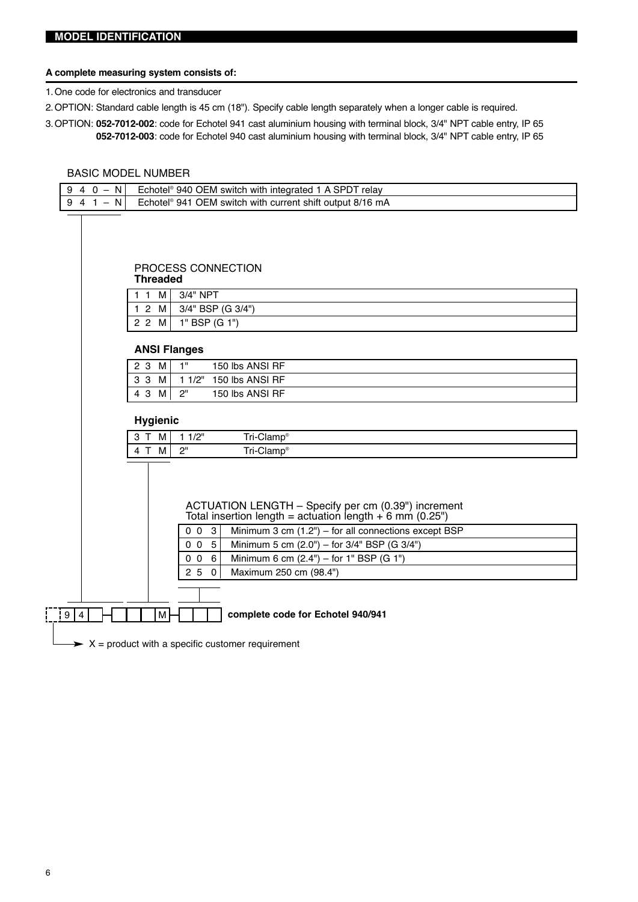## MODEL IDENTIFICATION

**A complete measuring system consists of:**

1. One code for electronics and transducer
2. OPTION: Standard cable length is 45 cm (18"). Specify cable length separately when a longer cable is required.
3. OPTION: **052-7012-002**: code for Echotel 941 cast aluminium housing with terminal block, 3/4" NPT cable entry, IP 65
   **052-7012-003**: code for Echotel 940 cast aluminium housing with terminal block, 3/4" NPT cable entry, IP 65

### BASIC MODEL NUMBER

| Code | Description |
|---|---|
| 9 4 0 – N | Echotel® 940 OEM switch with integrated 1 A SPDT relay |
| 9 4 1 – N | Echotel® 941 OEM switch with current shift output 8/16 mA |

### PROCESS CONNECTION

**Threaded**

| Code | Description |
|---|---|
| 1 1 M | 3/4" NPT |
| 1 2 M | 3/4" BSP (G 3/4") |
| 2 2 M | 1" BSP (G 1") |

**ANSI Flanges**

| Code | Size | Description |
|---|---|---|
| 2 3 M | 1" | 150 lbs ANSI RF |
| 3 3 M | 1 1/2" | 150 lbs ANSI RF |
| 4 3 M | 2" | 150 lbs ANSI RF |

**Hygienic**

| Code | Size | Description |
|---|---|---|
| 3 T M | 1 1/2" | Tri-Clamp® |
| 4 T M | 2" | Tri-Clamp® |

### ACTUATION LENGTH – Specify per cm (0.39") increment
Total insertion length = actuation length + 6 mm (0.25")

| Code | Description |
|---|---|
| 0 0 3 | Minimum 3 cm (1.2") – for all connections except BSP |
| 0 0 5 | Minimum 5 cm (2.0") – for 3/4" BSP (G 3/4") |
| 0 0 6 | Minimum 6 cm (2.4") – for 1" BSP (G 1") |
| 2 5 0 | Maximum 250 cm (98.4") |

[ ] 9 4 [ ] – [ ] [ ] M – [ ] [ ] [ ] **complete code for Echotel 940/941**

X = product with a specific customer requirement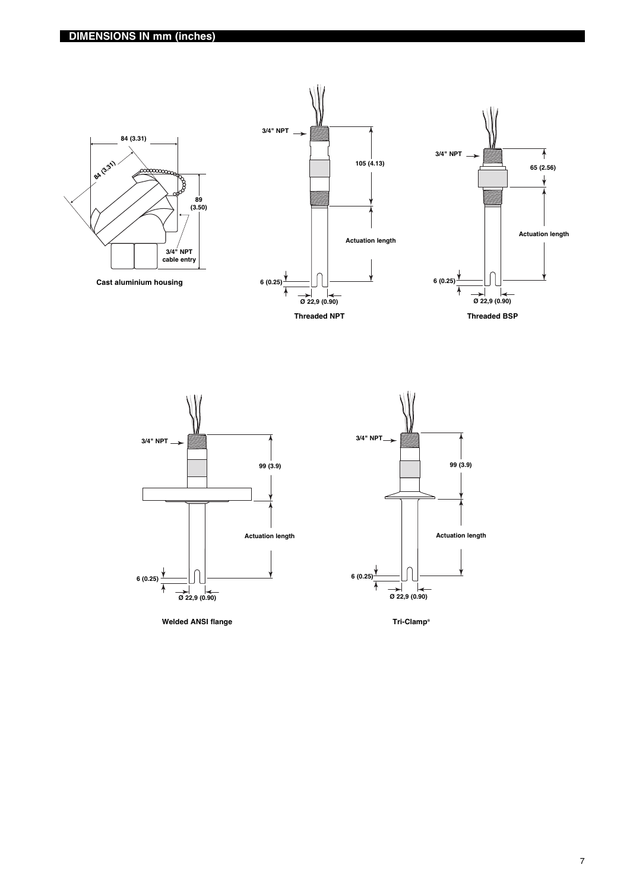## DIMENSIONS IN mm (inches)

84 (3.31)

84 (3.31)

89 (3.50)

3/4" NPT cable entry

Cast aluminium housing

3/4" NPT

105 (4.13)

Actuation length

6 (0.25)

Ø 22,9 (0.90)

Threaded NPT

3/4" NPT

65 (2.56)

Actuation length

6 (0.25)

Ø 22,9 (0.90)

Threaded BSP

3/4" NPT

99 (3.9)

Actuation length

6 (0.25)

Ø 22,9 (0.90)

Welded ANSI flange

3/4" NPT

99 (3.9)

Actuation length

6 (0.25)

Ø 22,9 (0.90)

Tri-Clamp®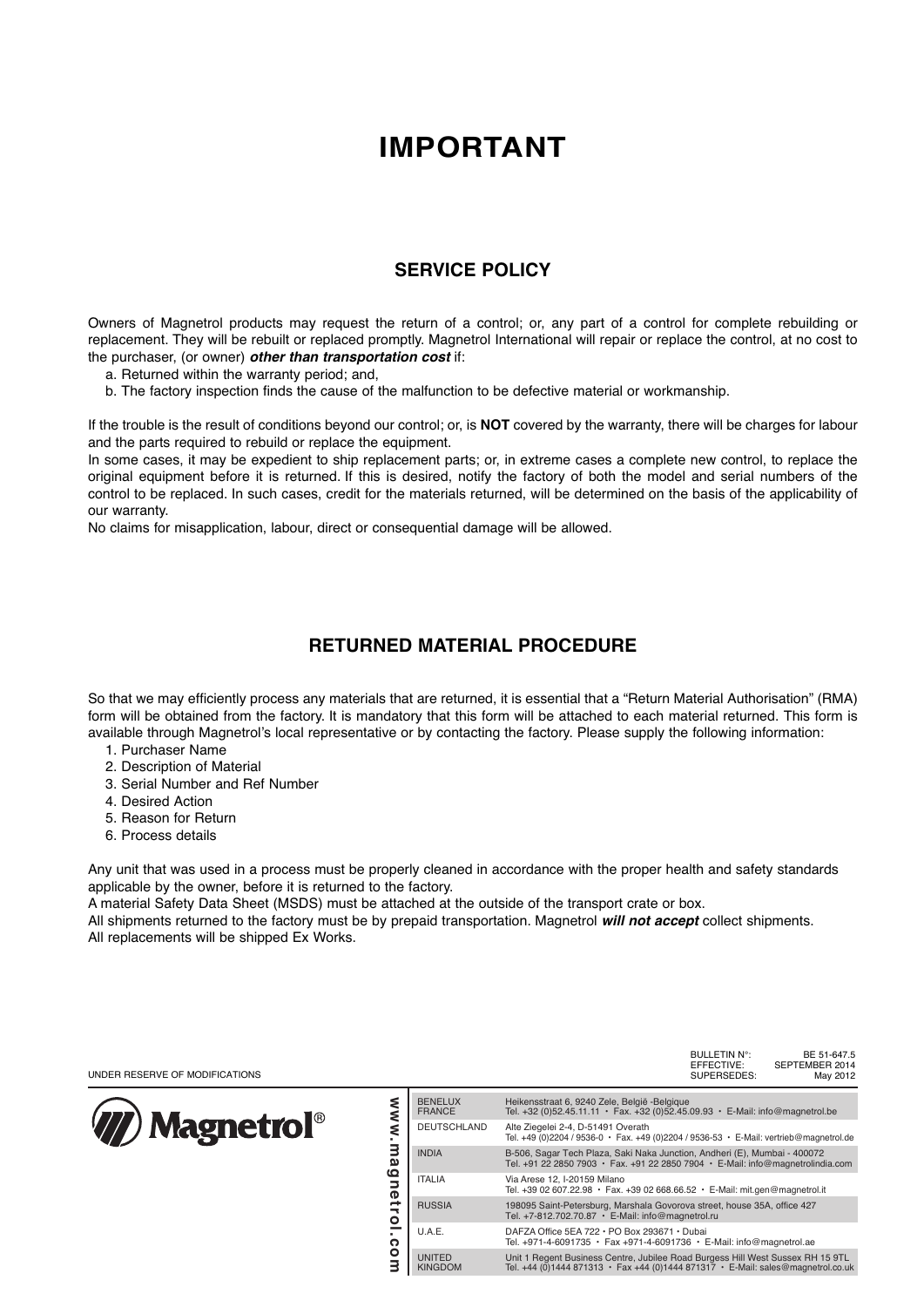# IMPORTANT

## SERVICE POLICY

Owners of Magnetrol products may request the return of a control; or, any part of a control for complete rebuilding or replacement. They will be rebuilt or replaced promptly. Magnetrol International will repair or replace the control, at no cost to the purchaser, (or owner) ***other than transportation cost*** if:

a. Returned within the warranty period; and,

b. The factory inspection finds the cause of the malfunction to be defective material or workmanship.

If the trouble is the result of conditions beyond our control; or, is **NOT** covered by the warranty, there will be charges for labour and the parts required to rebuild or replace the equipment.

In some cases, it may be expedient to ship replacement parts; or, in extreme cases a complete new control, to replace the original equipment before it is returned. If this is desired, notify the factory of both the model and serial numbers of the control to be replaced. In such cases, credit for the materials returned, will be determined on the basis of the applicability of our warranty.

No claims for misapplication, labour, direct or consequential damage will be allowed.

## RETURNED MATERIAL PROCEDURE

So that we may efficiently process any materials that are returned, it is essential that a "Return Material Authorisation" (RMA) form will be obtained from the factory. It is mandatory that this form will be attached to each material returned. This form is available through Magnetrol's local representative or by contacting the factory. Please supply the following information:

1. Purchaser Name
2. Description of Material
3. Serial Number and Ref Number
4. Desired Action
5. Reason for Return
6. Process details

Any unit that was used in a process must be properly cleaned in accordance with the proper health and safety standards applicable by the owner, before it is returned to the factory.

A material Safety Data Sheet (MSDS) must be attached at the outside of the transport crate or box.

All shipments returned to the factory must be by prepaid transportation. Magnetrol ***will not accept*** collect shipments.

All replacements will be shipped Ex Works.

UNDER RESERVE OF MODIFICATIONS

BULLETIN N°: BE 51-647.5
EFFECTIVE: SEPTEMBER 2014
SUPERSEDES: May 2012

Magnetrol®

www.magnetrol.com

| | |
|---|---|
| BENELUX FRANCE | Heikensstraat 6, 9240 Zele, België -Belgique<br>Tel. +32 (0)52.45.11.11 • Fax. +32 (0)52.45.09.93 • E-Mail: info@magnetrol.be |
| DEUTSCHLAND | Alte Ziegelei 2-4, D-51491 Overath<br>Tel. +49 (0)2204 / 9536-0 • Fax. +49 (0)2204 / 9536-53 • E-Mail: vertrieb@magnetrol.de |
| INDIA | B-506, Sagar Tech Plaza, Saki Naka Junction, Andheri (E), Mumbai - 400072<br>Tel. +91 22 2850 7903 • Fax. +91 22 2850 7904 • E-Mail: info@magnetrolindia.com |
| ITALIA | Via Arese 12, I-20159 Milano<br>Tel. +39 02 607.22.98 • Fax. +39 02 668.66.52 • E-Mail: mit.gen@magnetrol.it |
| RUSSIA | 198095 Saint-Petersburg, Marshala Govorova street, house 35A, office 427<br>Tel. +7-812.702.70.87 • E-Mail: info@magnetrol.ru |
| U.A.E. | DAFZA Office 5EA 722 • PO Box 293671 • Dubai<br>Tel. +971-4-6091735 • Fax +971-4-6091736 • E-Mail: info@magnetrol.ae |
| UNITED KINGDOM | Unit 1 Regent Business Centre, Jubilee Road Burgess Hill West Sussex RH 15 9TL<br>Tel. +44 (0)1444 871313 • Fax +44 (0)1444 871317 • E-Mail: sales@magnetrol.co.uk |